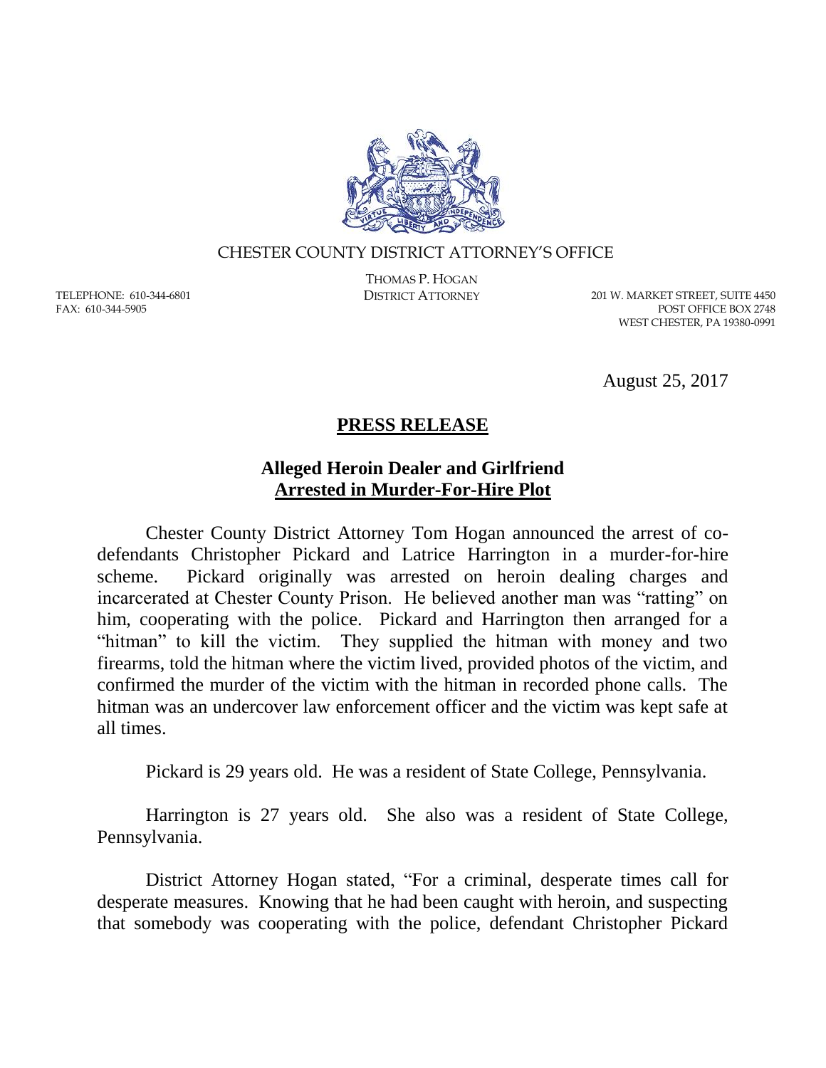CHESTER COUNTY DISTRICT ATTORNEY'S OFFICE

THOMAS P. HOGAN
DISTRICT ATTORNEY

TELEPHONE: 610-344-6801
FAX: 610-344-5905

201 W. MARKET STREET, SUITE 4450
POST OFFICE BOX 2748
WEST CHESTER, PA 19380-0991

August 25, 2017

## PRESS RELEASE

### Alleged Heroin Dealer and Girlfriend Arrested in Murder-For-Hire Plot

Chester County District Attorney Tom Hogan announced the arrest of co-defendants Christopher Pickard and Latrice Harrington in a murder-for-hire scheme. Pickard originally was arrested on heroin dealing charges and incarcerated at Chester County Prison. He believed another man was "ratting" on him, cooperating with the police. Pickard and Harrington then arranged for a "hitman" to kill the victim. They supplied the hitman with money and two firearms, told the hitman where the victim lived, provided photos of the victim, and confirmed the murder of the victim with the hitman in recorded phone calls. The hitman was an undercover law enforcement officer and the victim was kept safe at all times.

Pickard is 29 years old. He was a resident of State College, Pennsylvania.

Harrington is 27 years old. She also was a resident of State College, Pennsylvania.

District Attorney Hogan stated, "For a criminal, desperate times call for desperate measures. Knowing that he had been caught with heroin, and suspecting that somebody was cooperating with the police, defendant Christopher Pickard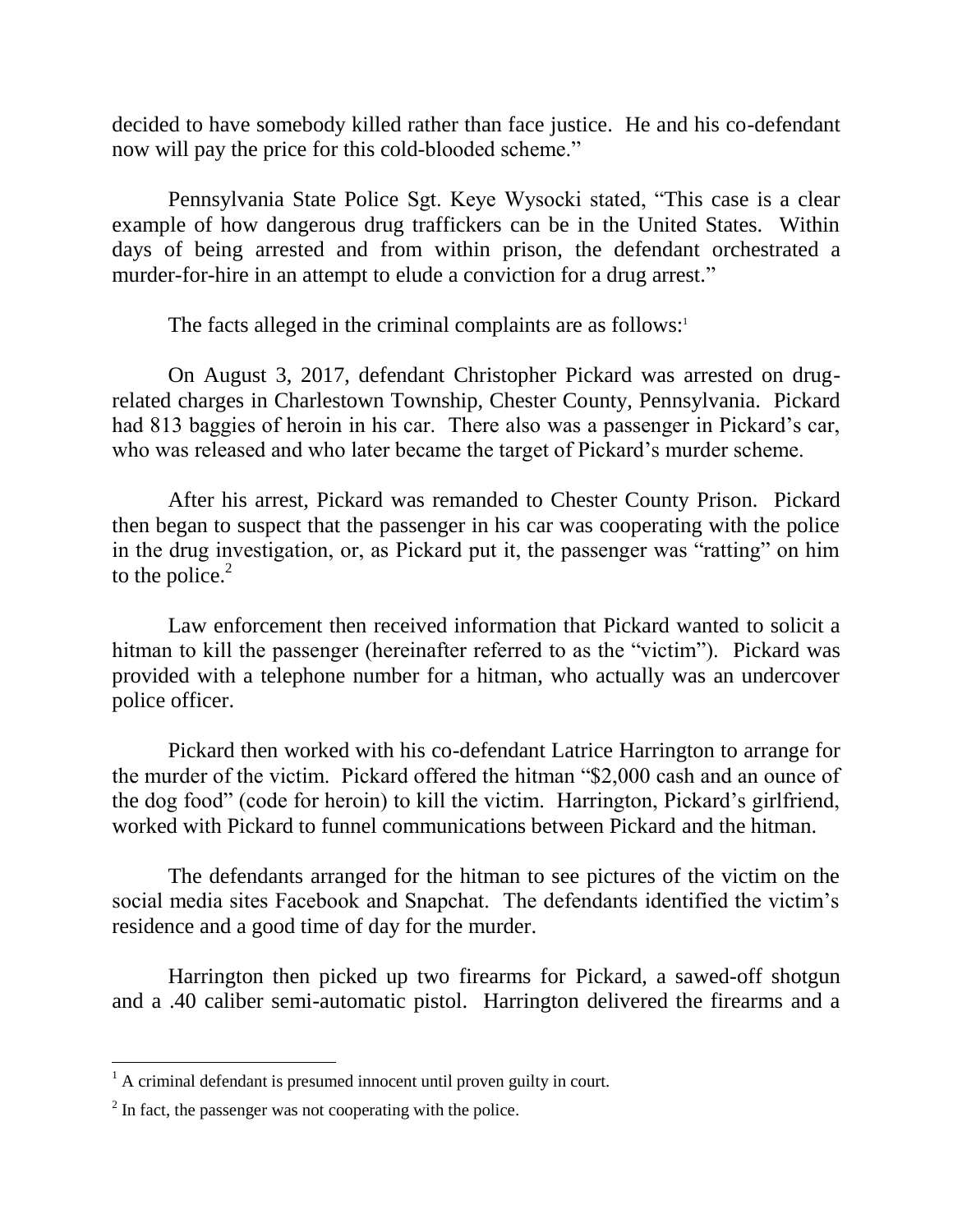decided to have somebody killed rather than face justice. He and his co-defendant now will pay the price for this cold-blooded scheme."

Pennsylvania State Police Sgt. Keye Wysocki stated, "This case is a clear example of how dangerous drug traffickers can be in the United States. Within days of being arrested and from within prison, the defendant orchestrated a murder-for-hire in an attempt to elude a conviction for a drug arrest."

The facts alleged in the criminal complaints are as follows:[1]

On August 3, 2017, defendant Christopher Pickard was arrested on drug-related charges in Charlestown Township, Chester County, Pennsylvania. Pickard had 813 baggies of heroin in his car. There also was a passenger in Pickard's car, who was released and who later became the target of Pickard's murder scheme.

After his arrest, Pickard was remanded to Chester County Prison. Pickard then began to suspect that the passenger in his car was cooperating with the police in the drug investigation, or, as Pickard put it, the passenger was "ratting" on him to the police.[2]

Law enforcement then received information that Pickard wanted to solicit a hitman to kill the passenger (hereinafter referred to as the "victim"). Pickard was provided with a telephone number for a hitman, who actually was an undercover police officer.

Pickard then worked with his co-defendant Latrice Harrington to arrange for the murder of the victim. Pickard offered the hitman "$2,000 cash and an ounce of the dog food" (code for heroin) to kill the victim. Harrington, Pickard's girlfriend, worked with Pickard to funnel communications between Pickard and the hitman.

The defendants arranged for the hitman to see pictures of the victim on the social media sites Facebook and Snapchat. The defendants identified the victim's residence and a good time of day for the murder.

Harrington then picked up two firearms for Pickard, a sawed-off shotgun and a .40 caliber semi-automatic pistol. Harrington delivered the firearms and a

---

[1] A criminal defendant is presumed innocent until proven guilty in court.

[2] In fact, the passenger was not cooperating with the police.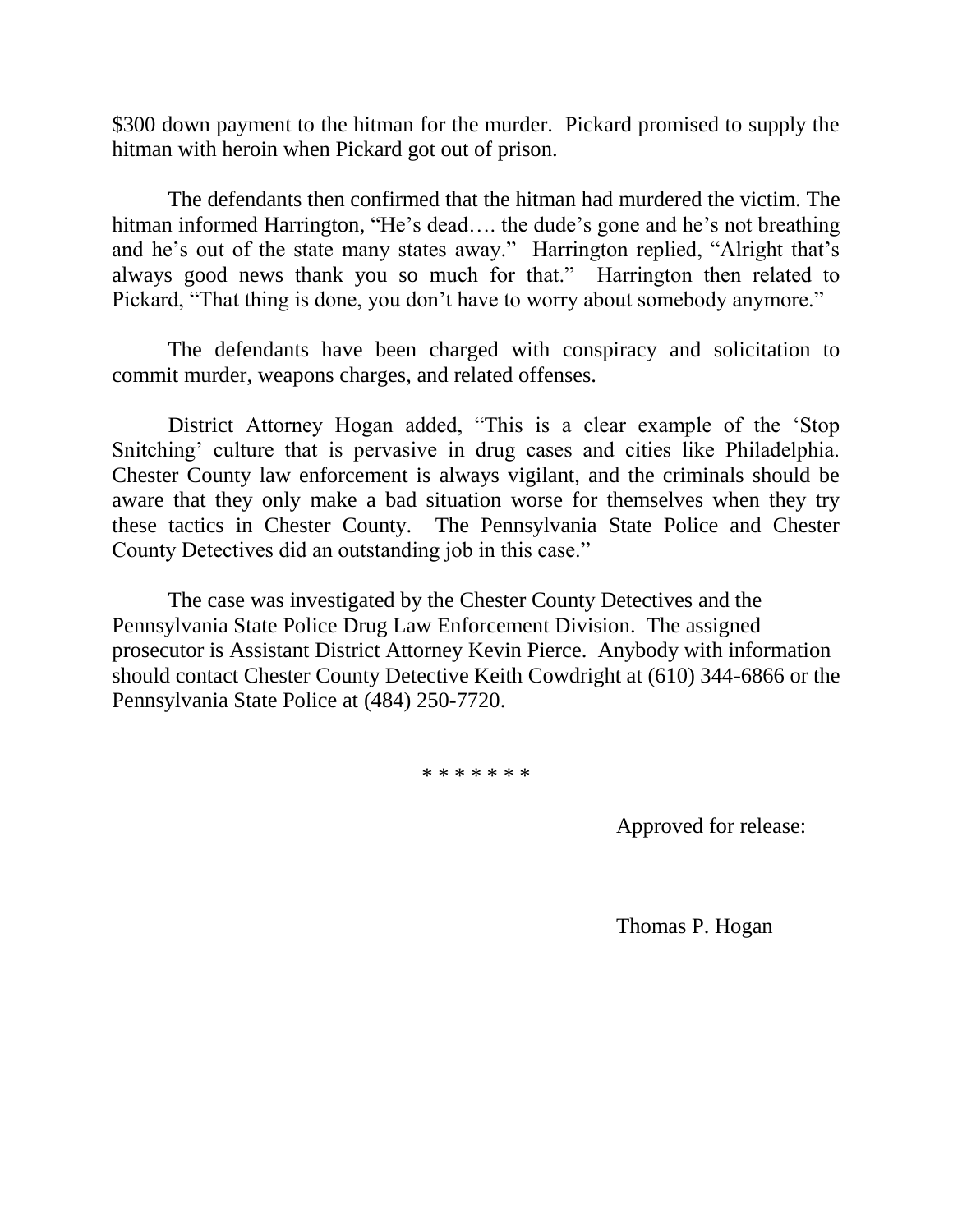$300 down payment to the hitman for the murder. Pickard promised to supply the hitman with heroin when Pickard got out of prison.

The defendants then confirmed that the hitman had murdered the victim. The hitman informed Harrington, "He's dead…. the dude's gone and he's not breathing and he's out of the state many states away." Harrington replied, "Alright that's always good news thank you so much for that." Harrington then related to Pickard, "That thing is done, you don't have to worry about somebody anymore."

The defendants have been charged with conspiracy and solicitation to commit murder, weapons charges, and related offenses.

District Attorney Hogan added, "This is a clear example of the 'Stop Snitching' culture that is pervasive in drug cases and cities like Philadelphia. Chester County law enforcement is always vigilant, and the criminals should be aware that they only make a bad situation worse for themselves when they try these tactics in Chester County. The Pennsylvania State Police and Chester County Detectives did an outstanding job in this case."

The case was investigated by the Chester County Detectives and the Pennsylvania State Police Drug Law Enforcement Division. The assigned prosecutor is Assistant District Attorney Kevin Pierce. Anybody with information should contact Chester County Detective Keith Cowdright at (610) 344-6866 or the Pennsylvania State Police at (484) 250-7720.

* * * * * * *

Approved for release:

Thomas P. Hogan